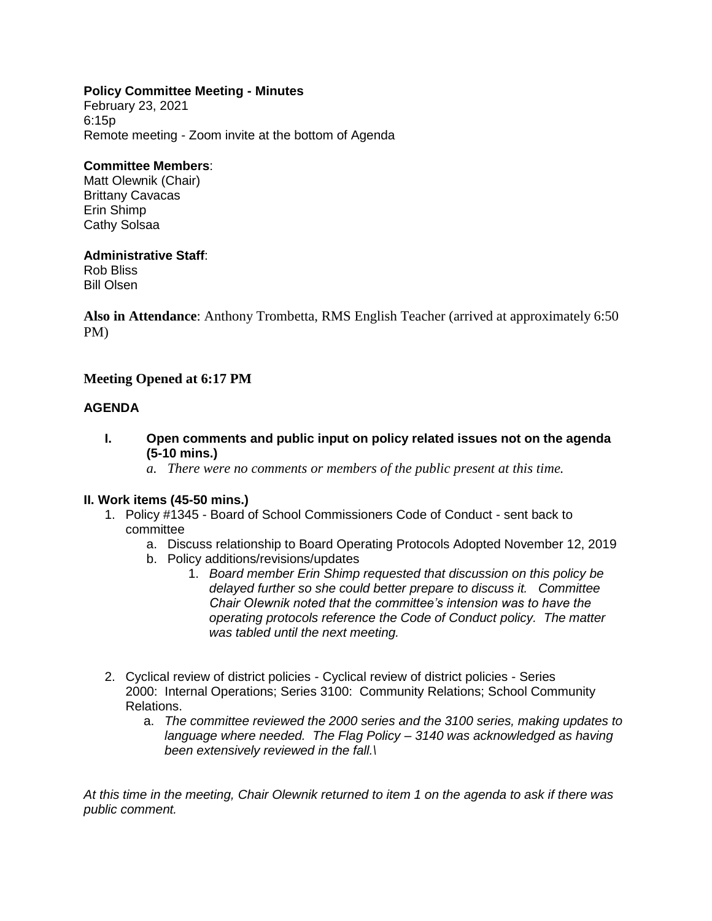**Policy Committee Meeting - Minutes**
February 23, 2021
6:15p
Remote meeting - Zoom invite at the bottom of Agenda

**Committee Members**:
Matt Olewnik (Chair)
Brittany Cavacas
Erin Shimp
Cathy Solsaa

**Administrative Staff**:
Rob Bliss
Bill Olsen

**Also in Attendance**: Anthony Trombetta, RMS English Teacher (arrived at approximately 6:50 PM)

**Meeting Opened at 6:17 PM**

**AGENDA**

**I. Open comments and public input on policy related issues not on the agenda (5-10 mins.)**

a. *There were no comments or members of the public present at this time.*

**II. Work items (45-50 mins.)**

1. Policy #1345 - Board of School Commissioners Code of Conduct - sent back to committee
   a. Discuss relationship to Board Operating Protocols Adopted November 12, 2019
   b. Policy additions/revisions/updates
      1. *Board member Erin Shimp requested that discussion on this policy be delayed further so she could better prepare to discuss it. Committee Chair Olewnik noted that the committee's intension was to have the operating protocols reference the Code of Conduct policy. The matter was tabled until the next meeting.*

2. Cyclical review of district policies - Cyclical review of district policies - Series 2000: Internal Operations; Series 3100: Community Relations; School Community Relations.
   a. *The committee reviewed the 2000 series and the 3100 series, making updates to language where needed. The Flag Policy – 3140 was acknowledged as having been extensively reviewed in the fall.\*

*At this time in the meeting, Chair Olewnik returned to item 1 on the agenda to ask if there was public comment.*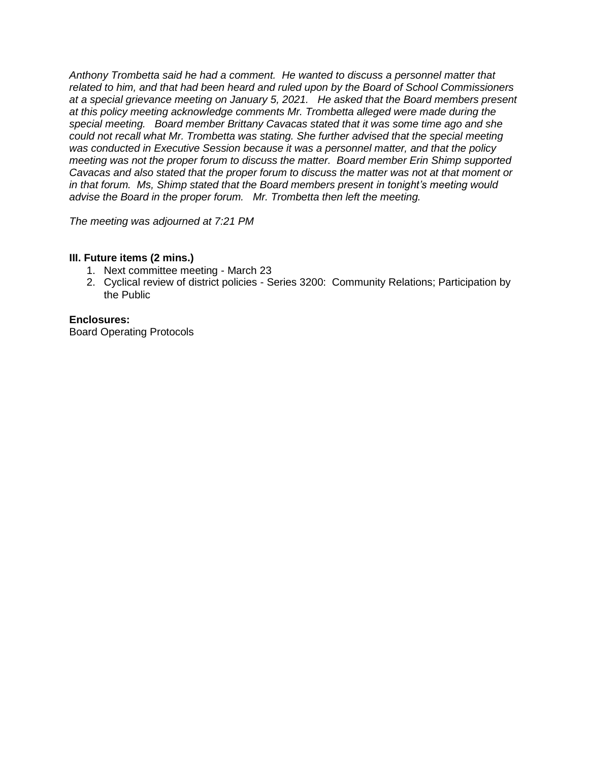*Anthony Trombetta said he had a comment.  He wanted to discuss a personnel matter that related to him, and that had been heard and ruled upon by the Board of School Commissioners at a special grievance meeting on January 5, 2021.   He asked that the Board members present at this policy meeting acknowledge comments Mr. Trombetta alleged were made during the special meeting.   Board member Brittany Cavacas stated that it was some time ago and she could not recall what Mr. Trombetta was stating. She further advised that the special meeting was conducted in Executive Session because it was a personnel matter, and that the policy meeting was not the proper forum to discuss the matter.  Board member Erin Shimp supported Cavacas and also stated that the proper forum to discuss the matter was not at that moment or in that forum.  Ms, Shimp stated that the Board members present in tonight's meeting would advise the Board in the proper forum.   Mr. Trombetta then left the meeting.*

*The meeting was adjourned at 7:21 PM*

**III. Future items (2 mins.)**

1. Next committee meeting - March 23
2. Cyclical review of district policies - Series 3200:  Community Relations; Participation by the Public

**Enclosures:**
Board Operating Protocols